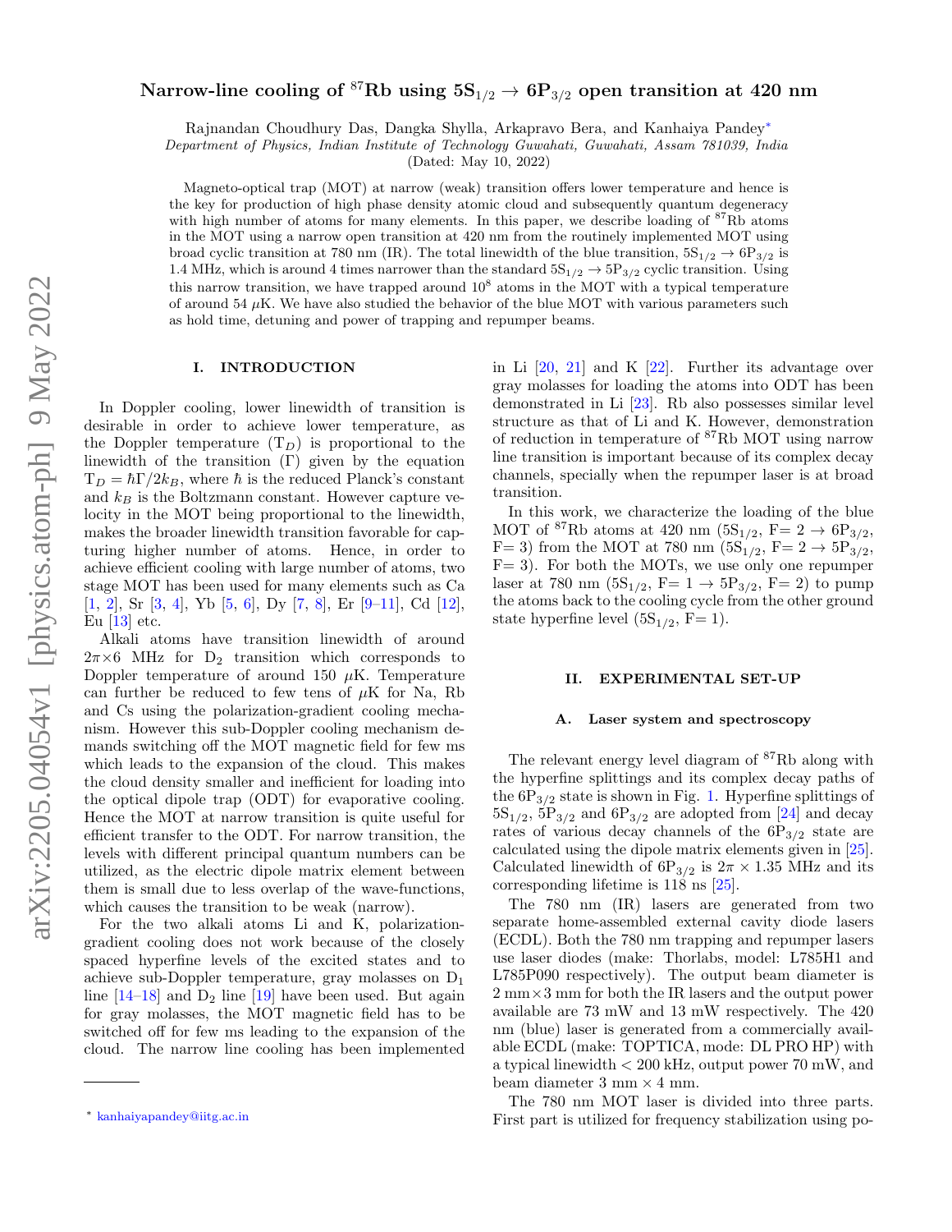# Narrow-line cooling of $^{87}$Rb using $5S_{1/2} \rightarrow 6P_{3/2}$ open transition at 420 nm

Rajnandan Choudhury Das, Dangka Shylla, Arkapravo Bera, and Kanhaiya Pandey*

*Department of Physics, Indian Institute of Technology Guwahati, Guwahati, Assam 781039, India*

(Dated: May 10, 2022)

Magneto-optical trap (MOT) at narrow (weak) transition offers lower temperature and hence is the key for production of high phase density atomic cloud and subsequently quantum degeneracy with high number of atoms for many elements. In this paper, we describe loading of $^{87}$Rb atoms in the MOT using a narrow open transition at 420 nm from the routinely implemented MOT using broad cyclic transition at 780 nm (IR). The total linewidth of the blue transition, $5S_{1/2} \rightarrow 6P_{3/2}$ is 1.4 MHz, which is around 4 times narrower than the standard $5S_{1/2} \rightarrow 5P_{3/2}$ cyclic transition. Using this narrow transition, we have trapped around $10^8$ atoms in the MOT with a typical temperature of around 54 $\mu$K. We have also studied the behavior of the blue MOT with various parameters such as hold time, detuning and power of trapping and repumper beams.

## I. INTRODUCTION

In Doppler cooling, lower linewidth of transition is desirable in order to achieve lower temperature, as the Doppler temperature ($T_D$) is proportional to the linewidth of the transition ($\Gamma$) given by the equation $T_D = \hbar\Gamma/2k_B$, where $\hbar$ is the reduced Planck's constant and $k_B$ is the Boltzmann constant. However capture velocity in the MOT being proportional to the linewidth, makes the broader linewidth transition favorable for capturing higher number of atoms. Hence, in order to achieve efficient cooling with large number of atoms, two stage MOT has been used for many elements such as Ca [1, 2], Sr [3, 4], Yb [5, 6], Dy [7, 8], Er [9–11], Cd [12], Eu [13] etc.

Alkali atoms have transition linewidth of around $2\pi \times 6$ MHz for $D_2$ transition which corresponds to Doppler temperature of around 150 $\mu$K. Temperature can further be reduced to few tens of $\mu$K for Na, Rb and Cs using the polarization-gradient cooling mechanism. However this sub-Doppler cooling mechanism demands switching off the MOT magnetic field for few ms which leads to the expansion of the cloud. This makes the cloud density smaller and inefficient for loading into the optical dipole trap (ODT) for evaporative cooling. Hence the MOT at narrow transition is quite useful for efficient transfer to the ODT. For narrow transition, the levels with different principal quantum numbers can be utilized, as the electric dipole matrix element between them is small due to less overlap of the wave-functions, which causes the transition to be weak (narrow).

For the two alkali atoms Li and K, polarization-gradient cooling does not work because of the closely spaced hyperfine levels of the excited states and to achieve sub-Doppler temperature, gray molasses on $D_1$ line [14–18] and $D_2$ line [19] have been used. But again for gray molasses, the MOT magnetic field has to be switched off for few ms leading to the expansion of the cloud. The narrow line cooling has been implemented in Li [20, 21] and K [22]. Further its advantage over gray molasses for loading the atoms into ODT has been demonstrated in Li [23]. Rb also possesses similar level structure as that of Li and K. However, demonstration of reduction in temperature of $^{87}$Rb MOT using narrow line transition is important because of its complex decay channels, specially when the repumper laser is at broad transition.

In this work, we characterize the loading of the blue MOT of $^{87}$Rb atoms at 420 nm ($5S_{1/2}$, F= 2 $\rightarrow$ $6P_{3/2}$, F= 3) from the MOT at 780 nm ($5S_{1/2}$, F= 2 $\rightarrow$ $5P_{3/2}$, F= 3). For both the MOTs, we use only one repumper laser at 780 nm ($5S_{1/2}$, F= 1 $\rightarrow$ $5P_{3/2}$, F= 2) to pump the atoms back to the cooling cycle from the other ground state hyperfine level ($5S_{1/2}$, F= 1).

## II. EXPERIMENTAL SET-UP

### A. Laser system and spectroscopy

The relevant energy level diagram of $^{87}$Rb along with the hyperfine splittings and its complex decay paths of the $6P_{3/2}$ state is shown in Fig. 1. Hyperfine splittings of $5S_{1/2}$, $5P_{3/2}$ and $6P_{3/2}$ are adopted from [24] and decay rates of various decay channels of the $6P_{3/2}$ state are calculated using the dipole matrix elements given in [25]. Calculated linewidth of $6P_{3/2}$ is $2\pi \times 1.35$ MHz and its corresponding lifetime is 118 ns [25].

The 780 nm (IR) lasers are generated from two separate home-assembled external cavity diode lasers (ECDL). Both the 780 nm trapping and repumper lasers use laser diodes (make: Thorlabs, model: L785H1 and L785P090 respectively). The output beam diameter is 2 mm×3 mm for both the IR lasers and the output power available are 73 mW and 13 mW respectively. The 420 nm (blue) laser is generated from a commercially available ECDL (make: TOPTICA, mode: DL PRO HP) with a typical linewidth < 200 kHz, output power 70 mW, and beam diameter 3 mm × 4 mm.

The 780 nm MOT laser is divided into three parts. First part is utilized for frequency stabilization using po-

* kanhaiyapandey@iitg.ac.in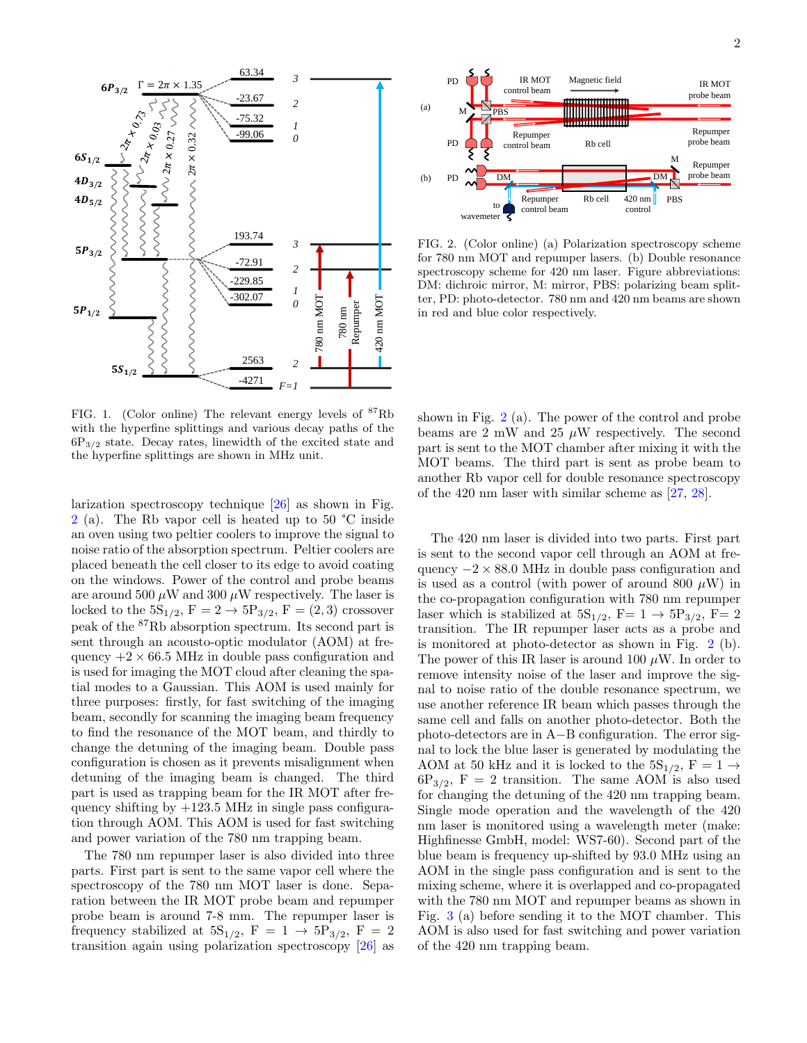FIG. 1. (Color online) The relevant energy levels of $^{87}$Rb with the hyperfine splittings and various decay paths of the $6P_{3/2}$ state. Decay rates, linewidth of the excited state and the hyperfine splittings are shown in MHz unit.

FIG. 2. (Color online) (a) Polarization spectroscopy scheme for 780 nm MOT and repumper lasers. (b) Double resonance spectroscopy scheme for 420 nm laser. Figure abbreviations: DM: dichroic mirror, M: mirror, PBS: polarizing beam splitter, PD: photo-detector. 780 nm and 420 nm beams are shown in red and blue color respectively.

larization spectroscopy technique [26] as shown in Fig. 2 (a). The Rb vapor cell is heated up to 50 °C inside an oven using two peltier coolers to improve the signal to noise ratio of the absorption spectrum. Peltier coolers are placed beneath the cell closer to its edge to avoid coating on the windows. Power of the control and probe beams are around 500 $\mu$W and 300 $\mu$W respectively. The laser is locked to the $5S_{1/2}$, F = 2 → $5P_{3/2}$, F = (2, 3) crossover peak of the $^{87}$Rb absorption spectrum. Its second part is sent through an acousto-optic modulator (AOM) at frequency $+2 \times 66.5$ MHz in double pass configuration and is used for imaging the MOT cloud after cleaning the spatial modes to a Gaussian. This AOM is used mainly for three purposes: firstly, for fast switching of the imaging beam, secondly for scanning the imaging beam frequency to find the resonance of the MOT beam, and thirdly to change the detuning of the imaging beam. Double pass configuration is chosen as it prevents misalignment when detuning of the imaging beam is changed. The third part is used as trapping beam for the IR MOT after frequency shifting by +123.5 MHz in single pass configuration through AOM. This AOM is used for fast switching and power variation of the 780 nm trapping beam.

The 780 nm repumper laser is also divided into three parts. First part is sent to the same vapor cell where the spectroscopy of the 780 nm MOT laser is done. Separation between the IR MOT probe beam and repumper probe beam is around 7-8 mm. The repumper laser is frequency stabilized at $5S_{1/2}$, F = 1 → $5P_{3/2}$, F = 2 transition again using polarization spectroscopy [26] as shown in Fig. 2 (a). The power of the control and probe beams are 2 mW and 25 $\mu$W respectively. The second part is sent to the MOT chamber after mixing it with the MOT beams. The third part is sent as probe beam to another Rb vapor cell for double resonance spectroscopy of the 420 nm laser with similar scheme as [27, 28].

The 420 nm laser is divided into two parts. First part is sent to the second vapor cell through an AOM at frequency $-2 \times 88.0$ MHz in double pass configuration and is used as a control (with power of around 800 $\mu$W) in the co-propagation configuration with 780 nm repumper laser which is stabilized at $5S_{1/2}$, F= 1 → $5P_{3/2}$, F= 2 transition. The IR repumper laser acts as a probe and is monitored at photo-detector as shown in Fig. 2 (b). The power of this IR laser is around 100 $\mu$W. In order to remove intensity noise of the laser and improve the signal to noise ratio of the double resonance spectrum, we use another reference IR beam which passes through the same cell and falls on another photo-detector. Both the photo-detectors are in A−B configuration. The error signal to lock the blue laser is generated by modulating the AOM at 50 kHz and it is locked to the $5S_{1/2}$, F = 1 → $6P_{3/2}$, F = 2 transition. The same AOM is also used for changing the detuning of the 420 nm trapping beam. Single mode operation and the wavelength of the 420 nm laser is monitored using a wavelength meter (make: Highfinesse GmbH, model: WS7-60). Second part of the blue beam is frequency up-shifted by 93.0 MHz using an AOM in the single pass configuration and is sent to the mixing scheme, where it is overlapped and co-propagated with the 780 nm MOT and repumper beams as shown in Fig. 3 (a) before sending it to the MOT chamber. This AOM is also used for fast switching and power variation of the 420 nm trapping beam.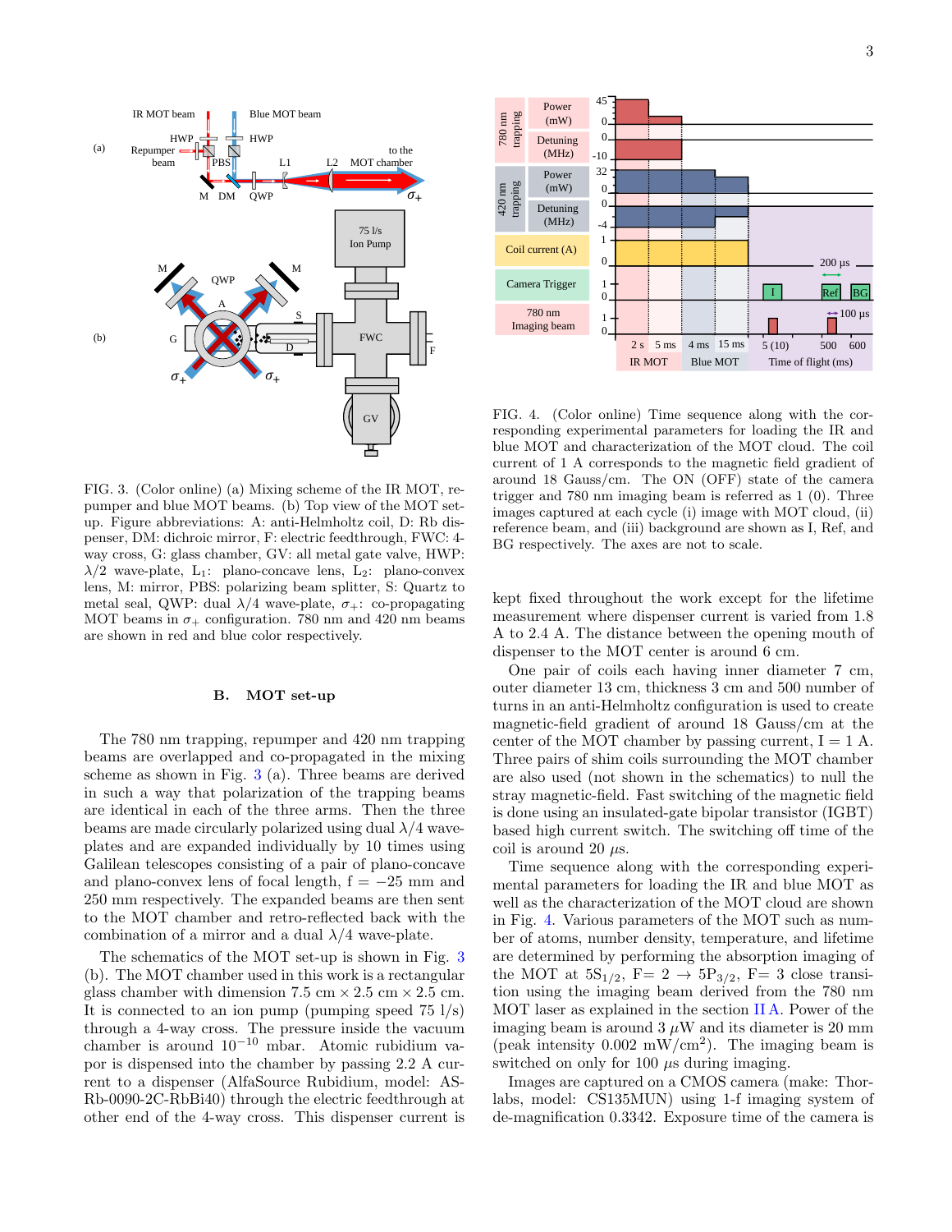FIG. 3. (Color online) (a) Mixing scheme of the IR MOT, repumper and blue MOT beams. (b) Top view of the MOT setup. Figure abbreviations: A: anti-Helmholtz coil, D: Rb dispenser, DM: dichroic mirror, F: electric feedthrough, FWC: 4-way cross, G: glass chamber, GV: all metal gate valve, HWP: $\lambda/2$ wave-plate, $L_1$: plano-concave lens, $L_2$: plano-convex lens, M: mirror, PBS: polarizing beam splitter, S: Quartz to metal seal, QWP: dual $\lambda/4$ wave-plate, $\sigma_+$: co-propagating MOT beams in $\sigma_+$ configuration. 780 nm and 420 nm beams are shown in red and blue color respectively.

### B. MOT set-up

The 780 nm trapping, repumper and 420 nm trapping beams are overlapped and co-propagated in the mixing scheme as shown in Fig. 3 (a). Three beams are derived in such a way that polarization of the trapping beams are identical in each of the three arms. Then the three beams are made circularly polarized using dual $\lambda/4$ wave-plates and are expanded individually by 10 times using Galilean telescopes consisting of a pair of plano-concave and plano-convex lens of focal length, f = $-25$ mm and 250 mm respectively. The expanded beams are then sent to the MOT chamber and retro-reflected back with the combination of a mirror and a dual $\lambda/4$ wave-plate.

The schematics of the MOT set-up is shown in Fig. 3 (b). The MOT chamber used in this work is a rectangular glass chamber with dimension 7.5 cm $\times$ 2.5 cm $\times$ 2.5 cm. It is connected to an ion pump (pumping speed 75 l/s) through a 4-way cross. The pressure inside the vacuum chamber is around $10^{-10}$ mbar. Atomic rubidium vapor is dispensed into the chamber by passing 2.2 A current to a dispenser (AlfaSource Rubidium, model: AS-Rb-0090-2C-RbBi40) through the electric feedthrough at other end of the 4-way cross. This dispenser current is kept fixed throughout the work except for the lifetime measurement where dispenser current is varied from 1.8 A to 2.4 A. The distance between the opening mouth of dispenser to the MOT center is around 6 cm.

FIG. 4. (Color online) Time sequence along with the corresponding experimental parameters for loading the IR and blue MOT and characterization of the MOT cloud. The coil current of 1 A corresponds to the magnetic field gradient of around 18 Gauss/cm. The ON (OFF) state of the camera trigger and 780 nm imaging beam is referred as 1 (0). Three images captured at each cycle (i) image with MOT cloud, (ii) reference beam, and (iii) background are shown as I, Ref, and BG respectively. The axes are not to scale.

One pair of coils each having inner diameter 7 cm, outer diameter 13 cm, thickness 3 cm and 500 number of turns in an anti-Helmholtz configuration is used to create magnetic-field gradient of around 18 Gauss/cm at the center of the MOT chamber by passing current, I = 1 A. Three pairs of shim coils surrounding the MOT chamber are also used (not shown in the schematics) to null the stray magnetic-field. Fast switching of the magnetic field is done using an insulated-gate bipolar transistor (IGBT) based high current switch. The switching off time of the coil is around 20 $\mu$s.

Time sequence along with the corresponding experimental parameters for loading the IR and blue MOT as well as the characterization of the MOT cloud are shown in Fig. 4. Various parameters of the MOT such as number of atoms, number density, temperature, and lifetime are determined by performing the absorption imaging of the MOT at $5S_{1/2}$, F= 2 $\rightarrow$ $5P_{3/2}$, F= 3 close transition using the imaging beam derived from the 780 nm MOT laser as explained in the section II A. Power of the imaging beam is around 3 $\mu$W and its diameter is 20 mm (peak intensity 0.002 mW/cm$^2$). The imaging beam is switched on only for 100 $\mu$s during imaging.

Images are captured on a CMOS camera (make: Thorlabs, model: CS135MUN) using 1-f imaging system of de-magnification 0.3342. Exposure time of the camera is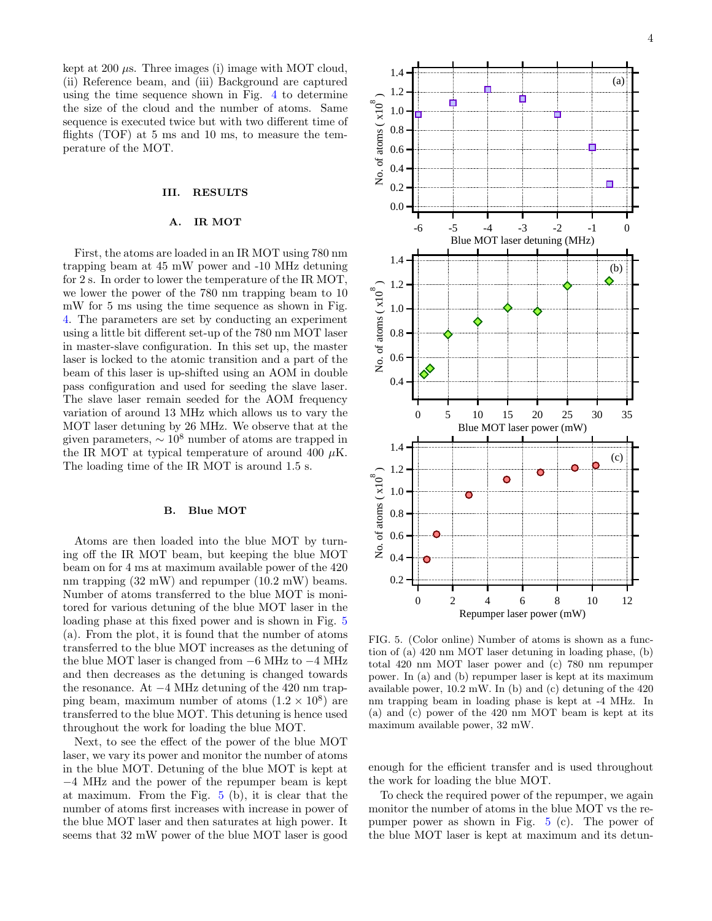kept at 200 $\mu$s. Three images (i) image with MOT cloud, (ii) Reference beam, and (iii) Background are captured using the time sequence shown in Fig. 4 to determine the size of the cloud and the number of atoms. Same sequence is executed twice but with two different time of flights (TOF) at 5 ms and 10 ms, to measure the temperature of the MOT.

## III. RESULTS

### A. IR MOT

First, the atoms are loaded in an IR MOT using 780 nm trapping beam at 45 mW power and -10 MHz detuning for 2 s. In order to lower the temperature of the IR MOT, we lower the power of the 780 nm trapping beam to 10 mW for 5 ms using the time sequence as shown in Fig. 4. The parameters are set by conducting an experiment using a little bit different set-up of the 780 nm MOT laser in master-slave configuration. In this set up, the master laser is locked to the atomic transition and a part of the beam of this laser is up-shifted using an AOM in double pass configuration and used for seeding the slave laser. The slave laser remain seeded for the AOM frequency variation of around 13 MHz which allows us to vary the MOT laser detuning by 26 MHz. We observe that at the given parameters, $\sim 10^8$ number of atoms are trapped in the IR MOT at typical temperature of around 400 $\mu$K. The loading time of the IR MOT is around 1.5 s.

### B. Blue MOT

Atoms are then loaded into the blue MOT by turning off the IR MOT beam, but keeping the blue MOT beam on for 4 ms at maximum available power of the 420 nm trapping (32 mW) and repumper (10.2 mW) beams. Number of atoms transferred to the blue MOT is monitored for various detuning of the blue MOT laser in the loading phase at this fixed power and is shown in Fig. 5 (a). From the plot, it is found that the number of atoms transferred to the blue MOT increases as the detuning of the blue MOT laser is changed from $-6$ MHz to $-4$ MHz and then decreases as the detuning is changed towards the resonance. At $-4$ MHz detuning of the 420 nm trapping beam, maximum number of atoms ($1.2 \times 10^8$) are transferred to the blue MOT. This detuning is hence used throughout the work for loading the blue MOT.

Next, to see the effect of the power of the blue MOT laser, we vary its power and monitor the number of atoms in the blue MOT. Detuning of the blue MOT is kept at $-4$ MHz and the power of the repumper beam is kept at maximum. From the Fig. 5 (b), it is clear that the number of atoms first increases with increase in power of the blue MOT laser and then saturates at high power. It seems that 32 mW power of the blue MOT laser is good enough for the efficient transfer and is used throughout the work for loading the blue MOT.

FIG. 5. (Color online) Number of atoms is shown as a function of (a) 420 nm MOT laser detuning in loading phase, (b) total 420 nm MOT laser power and (c) 780 nm repumper power. In (a) and (b) repumper laser is kept at its maximum available power, 10.2 mW. In (b) and (c) detuning of the 420 nm trapping beam in loading phase is kept at -4 MHz. In (a) and (c) power of the 420 nm MOT beam is kept at its maximum available power, 32 mW.

To check the required power of the repumper, we again monitor the number of atoms in the blue MOT vs the repumper power as shown in Fig. 5 (c). The power of the blue MOT laser is kept at maximum and its detun-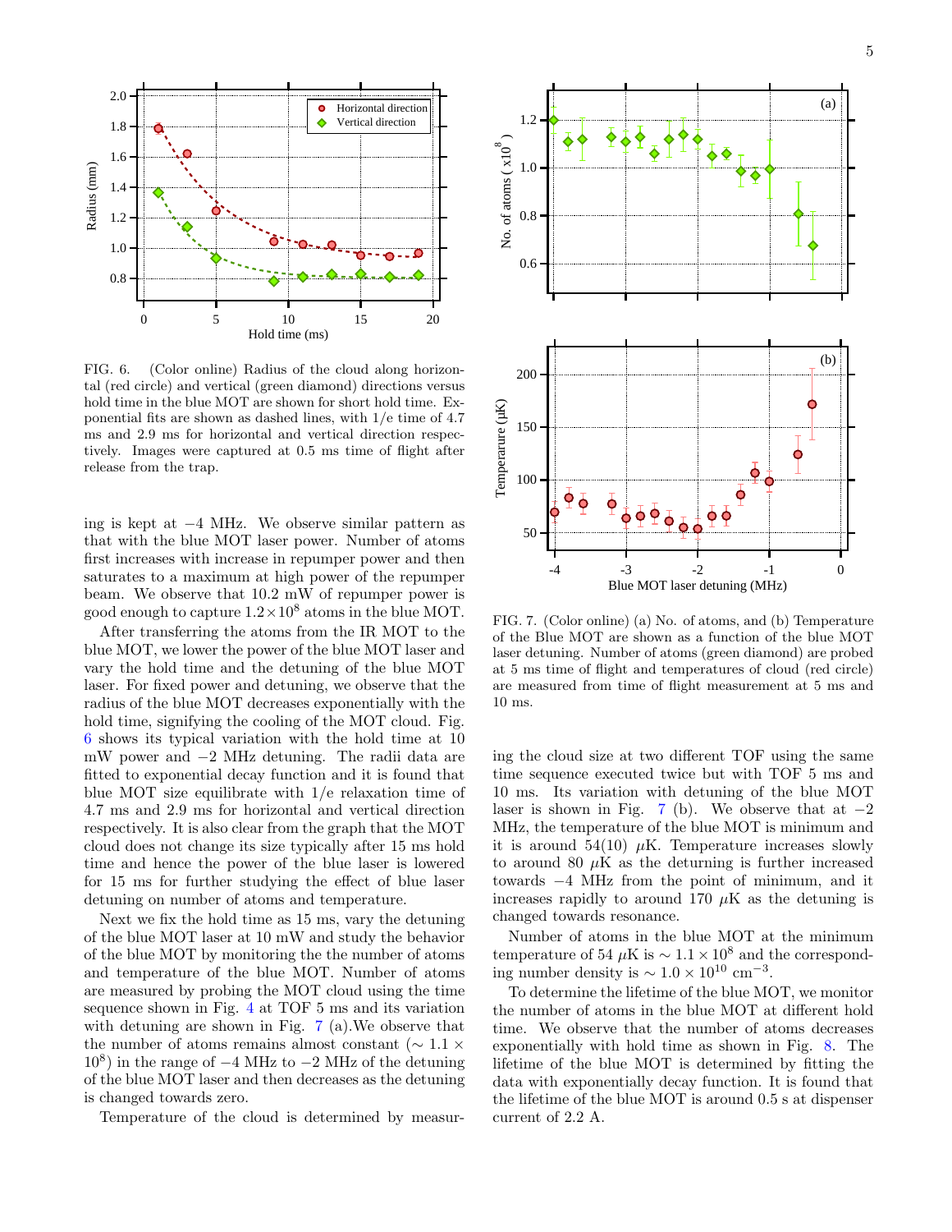FIG. 6. (Color online) Radius of the cloud along horizontal (red circle) and vertical (green diamond) directions versus hold time in the blue MOT are shown for short hold time. Exponential fits are shown as dashed lines, with 1/e time of 4.7 ms and 2.9 ms for horizontal and vertical direction respectively. Images were captured at 0.5 ms time of flight after release from the trap.

ing is kept at $-4$ MHz. We observe similar pattern as that with the blue MOT laser power. Number of atoms first increases with increase in repumper power and then saturates to a maximum at high power of the repumper beam. We observe that 10.2 mW of repumper power is good enough to capture $1.2\times10^8$ atoms in the blue MOT.

After transferring the atoms from the IR MOT to the blue MOT, we lower the power of the blue MOT laser and vary the hold time and the detuning of the blue MOT laser. For fixed power and detuning, we observe that the radius of the blue MOT decreases exponentially with the hold time, signifying the cooling of the MOT cloud. Fig. 6 shows its typical variation with the hold time at 10 mW power and $-2$ MHz detuning. The radii data are fitted to exponential decay function and it is found that blue MOT size equilibrate with 1/e relaxation time of 4.7 ms and 2.9 ms for horizontal and vertical direction respectively. It is also clear from the graph that the MOT cloud does not change its size typically after 15 ms hold time and hence the power of the blue laser is lowered for 15 ms for further studying the effect of blue laser detuning on number of atoms and temperature.

Next we fix the hold time as 15 ms, vary the detuning of the blue MOT laser at 10 mW and study the behavior of the blue MOT by monitoring the the number of atoms and temperature of the blue MOT. Number of atoms are measured by probing the MOT cloud using the time sequence shown in Fig. 4 at TOF 5 ms and its variation with detuning are shown in Fig. 7 (a).We observe that the number of atoms remains almost constant ($\sim 1.1\times10^8$) in the range of $-4$ MHz to $-2$ MHz of the detuning of the blue MOT laser and then decreases as the detuning is changed towards zero.

Temperature of the cloud is determined by measuring the cloud size at two different TOF using the same time sequence executed twice but with TOF 5 ms and 10 ms. Its variation with detuning of the blue MOT laser is shown in Fig. 7 (b). We observe that at $-2$ MHz, the temperature of the blue MOT is minimum and it is around 54(10) $\mu$K. Temperature increases slowly to around 80 $\mu$K as the deturning is further increased towards $-4$ MHz from the point of minimum, and it increases rapidly to around 170 $\mu$K as the detuning is changed towards resonance.

FIG. 7. (Color online) (a) No. of atoms, and (b) Temperature of the Blue MOT are shown as a function of the blue MOT laser detuning. Number of atoms (green diamond) are probed at 5 ms time of flight and temperatures of cloud (red circle) are measured from time of flight measurement at 5 ms and 10 ms.

Number of atoms in the blue MOT at the minimum temperature of 54 $\mu$K is $\sim 1.1\times10^8$ and the corresponding number density is $\sim 1.0\times10^{10}$ cm$^{-3}$.

To determine the lifetime of the blue MOT, we monitor the number of atoms in the blue MOT at different hold time. We observe that the number of atoms decreases exponentially with hold time as shown in Fig. 8. The lifetime of the blue MOT is determined by fitting the data with exponentially decay function. It is found that the lifetime of the blue MOT is around 0.5 s at dispenser current of 2.2 A.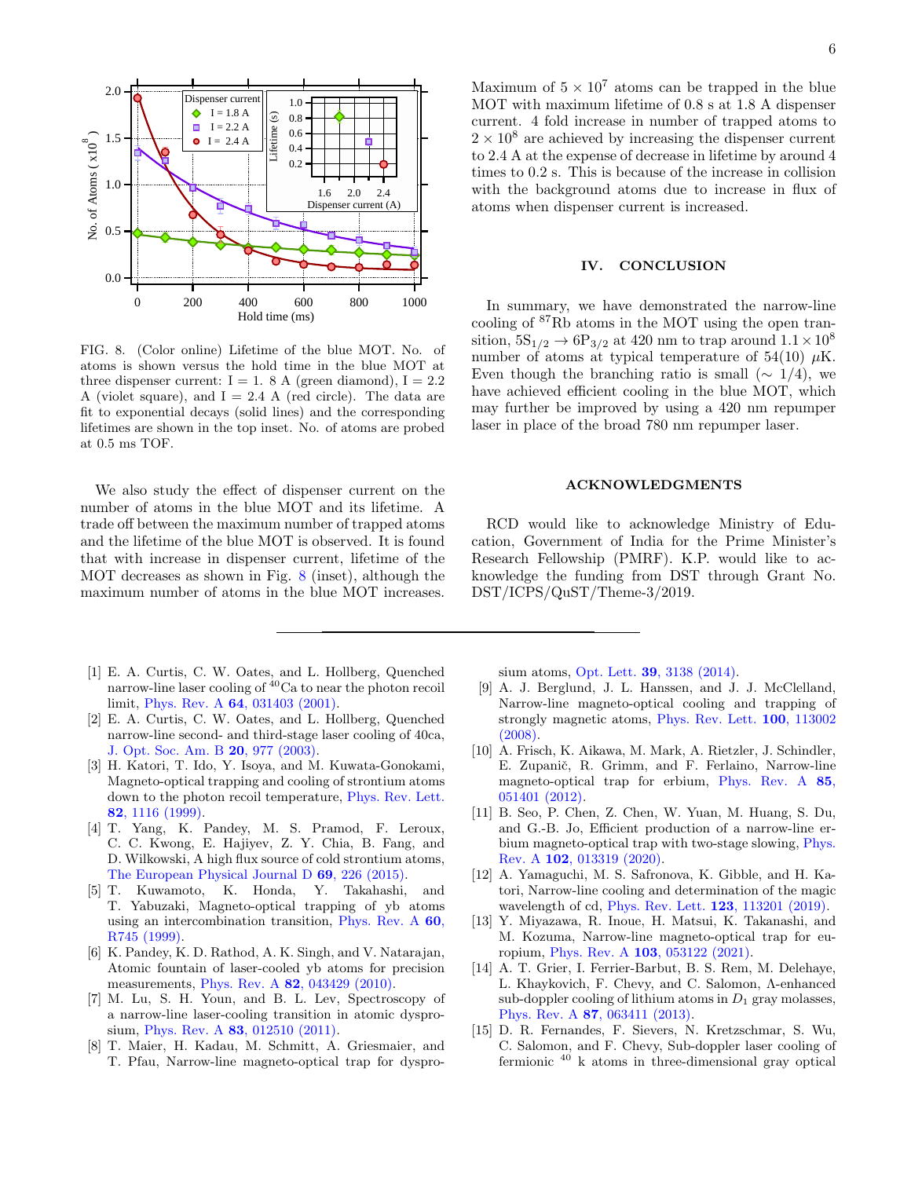FIG. 8. (Color online) Lifetime of the blue MOT. No. of atoms is shown versus the hold time in the blue MOT at three dispenser current: I = 1. 8 A (green diamond), I = 2.2 A (violet square), and I = 2.4 A (red circle). The data are fit to exponential decays (solid lines) and the corresponding lifetimes are shown in the top inset. No. of atoms are probed at 0.5 ms TOF.

We also study the effect of dispenser current on the number of atoms in the blue MOT and its lifetime. A trade off between the maximum number of trapped atoms and the lifetime of the blue MOT is observed. It is found that with increase in dispenser current, lifetime of the MOT decreases as shown in Fig. 8 (inset), although the maximum number of atoms in the blue MOT increases. Maximum of $5 \times 10^7$ atoms can be trapped in the blue MOT with maximum lifetime of 0.8 s at 1.8 A dispenser current. 4 fold increase in number of trapped atoms to $2 \times 10^8$ are achieved by increasing the dispenser current to 2.4 A at the expense of decrease in lifetime by around 4 times to 0.2 s. This is because of the increase in collision with the background atoms due to increase in flux of atoms when dispenser current is increased.

## IV. CONCLUSION

In summary, we have demonstrated the narrow-line cooling of $^{87}$Rb atoms in the MOT using the open transition, $5S_{1/2} \rightarrow 6P_{3/2}$ at 420 nm to trap around $1.1 \times 10^8$ number of atoms at typical temperature of 54(10) $\mu$K. Even though the branching ratio is small ($\sim 1/4$), we have achieved efficient cooling in the blue MOT, which may further be improved by using a 420 nm repumper laser in place of the broad 780 nm repumper laser.

## ACKNOWLEDGMENTS

RCD would like to acknowledge Ministry of Education, Government of India for the Prime Minister's Research Fellowship (PMRF). K.P. would like to acknowledge the funding from DST through Grant No. DST/ICPS/QuST/Theme-3/2019.

---

[1] E. A. Curtis, C. W. Oates, and L. Hollberg, Quenched narrow-line laser cooling of $^{40}$Ca to near the photon recoil limit, Phys. Rev. A **64**, 031403 (2001).

[2] E. A. Curtis, C. W. Oates, and L. Hollberg, Quenched narrow-line second- and third-stage laser cooling of 40ca, J. Opt. Soc. Am. B **20**, 977 (2003).

[3] H. Katori, T. Ido, Y. Isoya, and M. Kuwata-Gonokami, Magneto-optical trapping and cooling of strontium atoms down to the photon recoil temperature, Phys. Rev. Lett. **82**, 1116 (1999).

[4] T. Yang, K. Pandey, M. S. Pramod, F. Leroux, C. C. Kwong, E. Hajiyev, Z. Y. Chia, B. Fang, and D. Wilkowski, A high flux source of cold strontium atoms, The European Physical Journal D **69**, 226 (2015).

[5] T. Kuwamoto, K. Honda, Y. Takahashi, and T. Yabuzaki, Magneto-optical trapping of yb atoms using an intercombination transition, Phys. Rev. A **60**, R745 (1999).

[6] K. Pandey, K. D. Rathod, A. K. Singh, and V. Natarajan, Atomic fountain of laser-cooled yb atoms for precision measurements, Phys. Rev. A **82**, 043429 (2010).

[7] M. Lu, S. H. Youn, and B. L. Lev, Spectroscopy of a narrow-line laser-cooling transition in atomic dysprosium, Phys. Rev. A **83**, 012510 (2011).

[8] T. Maier, H. Kadau, M. Schmitt, A. Griesmaier, and T. Pfau, Narrow-line magneto-optical trap for dysprosium atoms, Opt. Lett. **39**, 3138 (2014).

[9] A. J. Berglund, J. L. Hanssen, and J. J. McClelland, Narrow-line magneto-optical cooling and trapping of strongly magnetic atoms, Phys. Rev. Lett. **100**, 113002 (2008).

[10] A. Frisch, K. Aikawa, M. Mark, A. Rietzler, J. Schindler, E. Zupanič, R. Grimm, and F. Ferlaino, Narrow-line magneto-optical trap for erbium, Phys. Rev. A **85**, 051401 (2012).

[11] B. Seo, P. Chen, Z. Chen, W. Yuan, M. Huang, S. Du, and G.-B. Jo, Efficient production of a narrow-line erbium magneto-optical trap with two-stage slowing, Phys. Rev. A **102**, 013319 (2020).

[12] A. Yamaguchi, M. S. Safronova, K. Gibble, and H. Katori, Narrow-line cooling and determination of the magic wavelength of cd, Phys. Rev. Lett. **123**, 113201 (2019).

[13] Y. Miyazawa, R. Inoue, H. Matsui, K. Takanashi, and M. Kozuma, Narrow-line magneto-optical trap for europium, Phys. Rev. A **103**, 053122 (2021).

[14] A. T. Grier, I. Ferrier-Barbut, B. S. Rem, M. Delehaye, L. Khaykovich, F. Chevy, and C. Salomon, $\Lambda$-enhanced sub-doppler cooling of lithium atoms in $D_1$ gray molasses, Phys. Rev. A **87**, 063411 (2013).

[15] D. R. Fernandes, F. Sievers, N. Kretzschmar, S. Wu, C. Salomon, and F. Chevy, Sub-doppler laser cooling of fermionic $^{40}$ k atoms in three-dimensional gray optical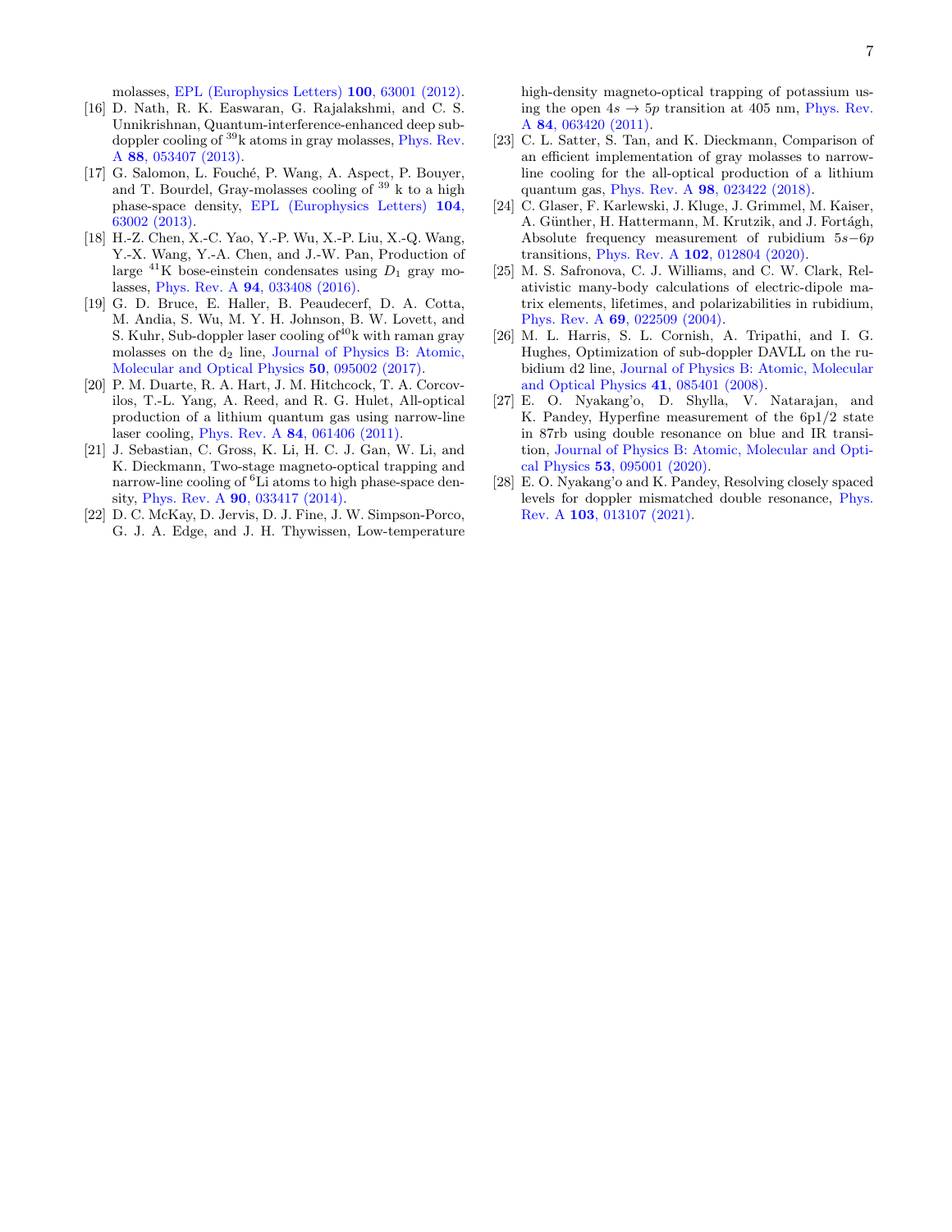molasses, EPL (Europhysics Letters) **100**, 63001 (2012).

[16] D. Nath, R. K. Easwaran, G. Rajalakshmi, and C. S. Unnikrishnan, Quantum-interference-enhanced deep sub-doppler cooling of $^{39}$k atoms in gray molasses, Phys. Rev. A **88**, 053407 (2013).

[17] G. Salomon, L. Fouché, P. Wang, A. Aspect, P. Bouyer, and T. Bourdel, Gray-molasses cooling of $^{39}$ k to a high phase-space density, EPL (Europhysics Letters) **104**, 63002 (2013).

[18] H.-Z. Chen, X.-C. Yao, Y.-P. Wu, X.-P. Liu, X.-Q. Wang, Y.-X. Wang, Y.-A. Chen, and J.-W. Pan, Production of large $^{41}$K bose-einstein condensates using $D_1$ gray molasses, Phys. Rev. A **94**, 033408 (2016).

[19] G. D. Bruce, E. Haller, B. Peaudecerf, D. A. Cotta, M. Andia, S. Wu, M. Y. H. Johnson, B. W. Lovett, and S. Kuhr, Sub-doppler laser cooling of$^{40}$k with raman gray molasses on the $d_2$ line, Journal of Physics B: Atomic, Molecular and Optical Physics **50**, 095002 (2017).

[20] P. M. Duarte, R. A. Hart, J. M. Hitchcock, T. A. Corcovilos, T.-L. Yang, A. Reed, and R. G. Hulet, All-optical production of a lithium quantum gas using narrow-line laser cooling, Phys. Rev. A **84**, 061406 (2011).

[21] J. Sebastian, C. Gross, K. Li, H. C. J. Gan, W. Li, and K. Dieckmann, Two-stage magneto-optical trapping and narrow-line cooling of $^6$Li atoms to high phase-space density, Phys. Rev. A **90**, 033417 (2014).

[22] D. C. McKay, D. Jervis, D. J. Fine, J. W. Simpson-Porco, G. J. A. Edge, and J. H. Thywissen, Low-temperature high-density magneto-optical trapping of potassium using the open $4s \rightarrow 5p$ transition at 405 nm, Phys. Rev. A **84**, 063420 (2011).

[23] C. L. Satter, S. Tan, and K. Dieckmann, Comparison of an efficient implementation of gray molasses to narrow-line cooling for the all-optical production of a lithium quantum gas, Phys. Rev. A **98**, 023422 (2018).

[24] C. Glaser, F. Karlewski, J. Kluge, J. Grimmel, M. Kaiser, A. Günther, H. Hattermann, M. Krutzik, and J. Fortágh, Absolute frequency measurement of rubidium $5s-6p$ transitions, Phys. Rev. A **102**, 012804 (2020).

[25] M. S. Safronova, C. J. Williams, and C. W. Clark, Relativistic many-body calculations of electric-dipole matrix elements, lifetimes, and polarizabilities in rubidium, Phys. Rev. A **69**, 022509 (2004).

[26] M. L. Harris, S. L. Cornish, A. Tripathi, and I. G. Hughes, Optimization of sub-doppler DAVLL on the rubidium d2 line, Journal of Physics B: Atomic, Molecular and Optical Physics **41**, 085401 (2008).

[27] E. O. Nyakang'o, D. Shylla, V. Natarajan, and K. Pandey, Hyperfine measurement of the 6p1/2 state in 87rb using double resonance on blue and IR transition, Journal of Physics B: Atomic, Molecular and Optical Physics **53**, 095001 (2020).

[28] E. O. Nyakang'o and K. Pandey, Resolving closely spaced levels for doppler mismatched double resonance, Phys. Rev. A **103**, 013107 (2021).